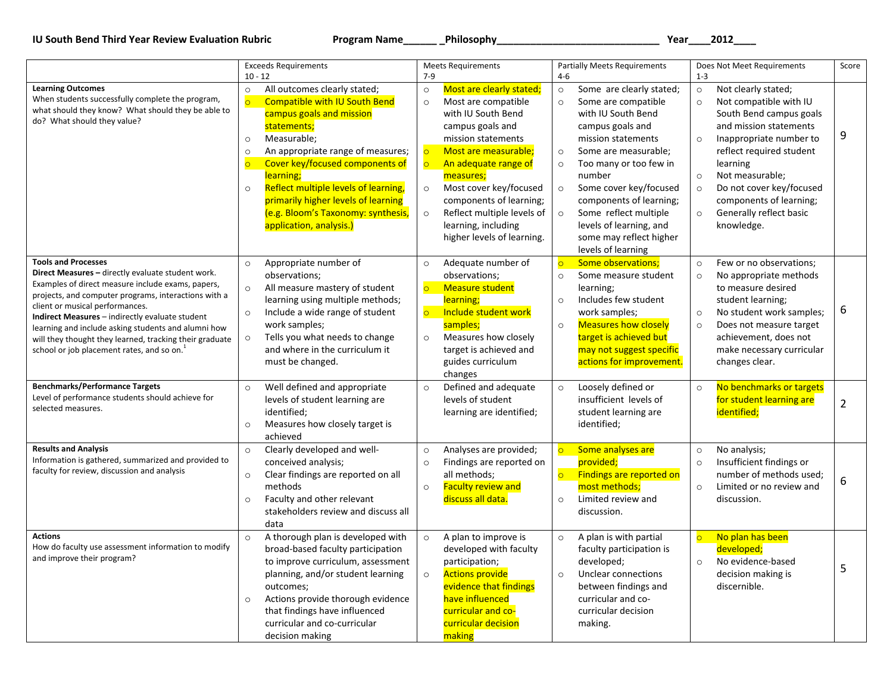**IU South Bend Third Year Review Evaluation Rubric** **Program Name______ _Philosophy_____________________________ Year____2012____**

| | Exceeds Requirements 10 - 12 | Meets Requirements 7-9 | Partially Meets Requirements 4-6 | Does Not Meet Requirements 1-3 | Score |
|---|---|---|---|---|---|
| **Learning Outcomes** When students successfully complete the program, what should they know? What should they be able to do? What should they value? | ○ All outcomes clearly stated; ○ Compatible with IU South Bend campus goals and mission statements; ○ Measurable; ○ An appropriate range of measures; ○ Cover key/focused components of learning; ○ Reflect multiple levels of learning, primarily higher levels of learning (e.g. Bloom's Taxonomy: synthesis, application, analysis.) | ○ Most are clearly stated; ○ Most are compatible with IU South Bend campus goals and mission statements ○ Most are measurable; ○ An adequate range of measures; ○ Most cover key/focused components of learning; ○ Reflect multiple levels of learning, including higher levels of learning. | ○ Some are clearly stated; ○ Some are compatible with IU South Bend campus goals and mission statements ○ Some are measurable; ○ Too many or too few in number ○ Some cover key/focused components of learning; ○ Some reflect multiple levels of learning, and some may reflect higher levels of learning | ○ Not clearly stated; ○ Not compatible with IU South Bend campus goals and mission statements ○ Inappropriate number to reflect required student learning ○ Not measurable; ○ Do not cover key/focused components of learning; ○ Generally reflect basic knowledge. | 9 |
| **Tools and Processes** **Direct Measures –** directly evaluate student work. Examples of direct measure include exams, papers, projects, and computer programs, interactions with a client or musical performances. **Indirect Measures** – indirectly evaluate student learning and include asking students and alumni how will they thought they learned, tracking their graduate school or job placement rates, and so on.[1] | ○ Appropriate number of observations; ○ All measure mastery of student learning using multiple methods; ○ Include a wide range of student work samples; ○ Tells you what needs to change and where in the curriculum it must be changed. | ○ Adequate number of observations; ○ Measure student learning; ○ Include student work samples; ○ Measures how closely target is achieved and guides curriculum changes | ○ Some observations; ○ Some measure student learning; ○ Includes few student work samples; ○ Measures how closely target is achieved but may not suggest specific actions for improvement. | ○ Few or no observations; ○ No appropriate methods to measure desired student learning; ○ No student work samples; ○ Does not measure target achievement, does not make necessary curricular changes clear. | 6 |
| **Benchmarks/Performance Targets** Level of performance students should achieve for selected measures. | ○ Well defined and appropriate levels of student learning are identified; ○ Measures how closely target is achieved | ○ Defined and adequate levels of student learning are identified; | ○ Loosely defined or insufficient levels of student learning are identified; | ○ No benchmarks or targets for student learning are identified; | 2 |
| **Results and Analysis** Information is gathered, summarized and provided to faculty for review, discussion and analysis | ○ Clearly developed and well-conceived analysis; ○ Clear findings are reported on all methods ○ Faculty and other relevant stakeholders review and discuss all data | ○ Analyses are provided; ○ Findings are reported on all methods; ○ Faculty review and discuss all data. | ○ Some analyses are provided; ○ Findings are reported on most methods; ○ Limited review and discussion. | ○ No analysis; ○ Insufficient findings or number of methods used; ○ Limited or no review and discussion. | 6 |
| **Actions** How do faculty use assessment information to modify and improve their program? | ○ A thorough plan is developed with broad-based faculty participation to improve curriculum, assessment planning, and/or student learning outcomes; ○ Actions provide thorough evidence that findings have influenced curricular and co-curricular decision making | ○ A plan to improve is developed with faculty participation; ○ Actions provide evidence that findings have influenced curricular and co-curricular decision making | ○ A plan is with partial faculty participation is developed; ○ Unclear connections between findings and curricular and co-curricular decision making. | ○ No plan has been developed; ○ No evidence-based decision making is discernible. | 5 |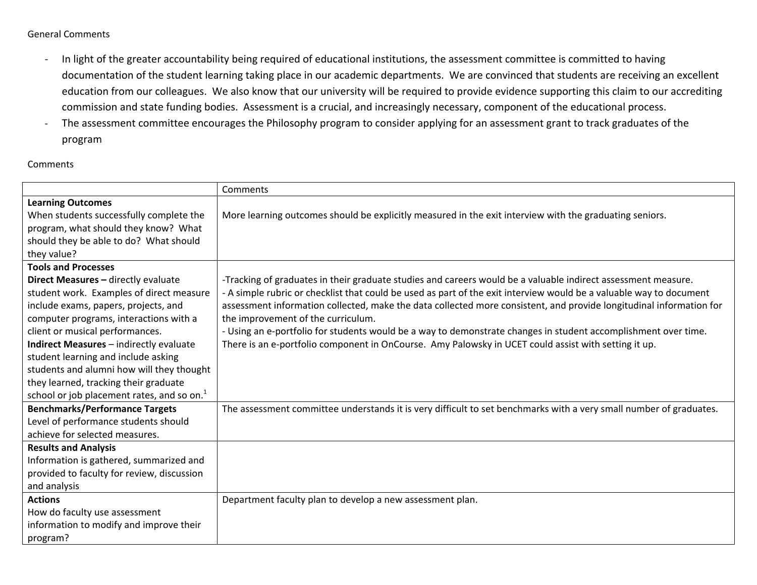General Comments

- In light of the greater accountability being required of educational institutions, the assessment committee is committed to having documentation of the student learning taking place in our academic departments. We are convinced that students are receiving an excellent education from our colleagues. We also know that our university will be required to provide evidence supporting this claim to our accrediting commission and state funding bodies. Assessment is a crucial, and increasingly necessary, component of the educational process.
- The assessment committee encourages the Philosophy program to consider applying for an assessment grant to track graduates of the program

Comments

| | Comments |
|---|---|
| **Learning Outcomes**<br>When students successfully complete the program, what should they know? What should they be able to do? What should they value? | More learning outcomes should be explicitly measured in the exit interview with the graduating seniors. |
| **Tools and Processes**<br>**Direct Measures –** directly evaluate student work. Examples of direct measure include exams, papers, projects, and computer programs, interactions with a client or musical performances.<br>**Indirect Measures** – indirectly evaluate student learning and include asking students and alumni how will they thought they learned, tracking their graduate school or job placement rates, and so on.[1] | -Tracking of graduates in their graduate studies and careers would be a valuable indirect assessment measure.<br>- A simple rubric or checklist that could be used as part of the exit interview would be a valuable way to document assessment information collected, make the data collected more consistent, and provide longitudinal information for the improvement of the curriculum.<br>- Using an e-portfolio for students would be a way to demonstrate changes in student accomplishment over time. There is an e-portfolio component in OnCourse. Amy Palowsky in UCET could assist with setting it up. |
| **Benchmarks/Performance Targets**<br>Level of performance students should achieve for selected measures. | The assessment committee understands it is very difficult to set benchmarks with a very small number of graduates. |
| **Results and Analysis**<br>Information is gathered, summarized and provided to faculty for review, discussion and analysis | |
| **Actions**<br>How do faculty use assessment information to modify and improve their program? | Department faculty plan to develop a new assessment plan. |